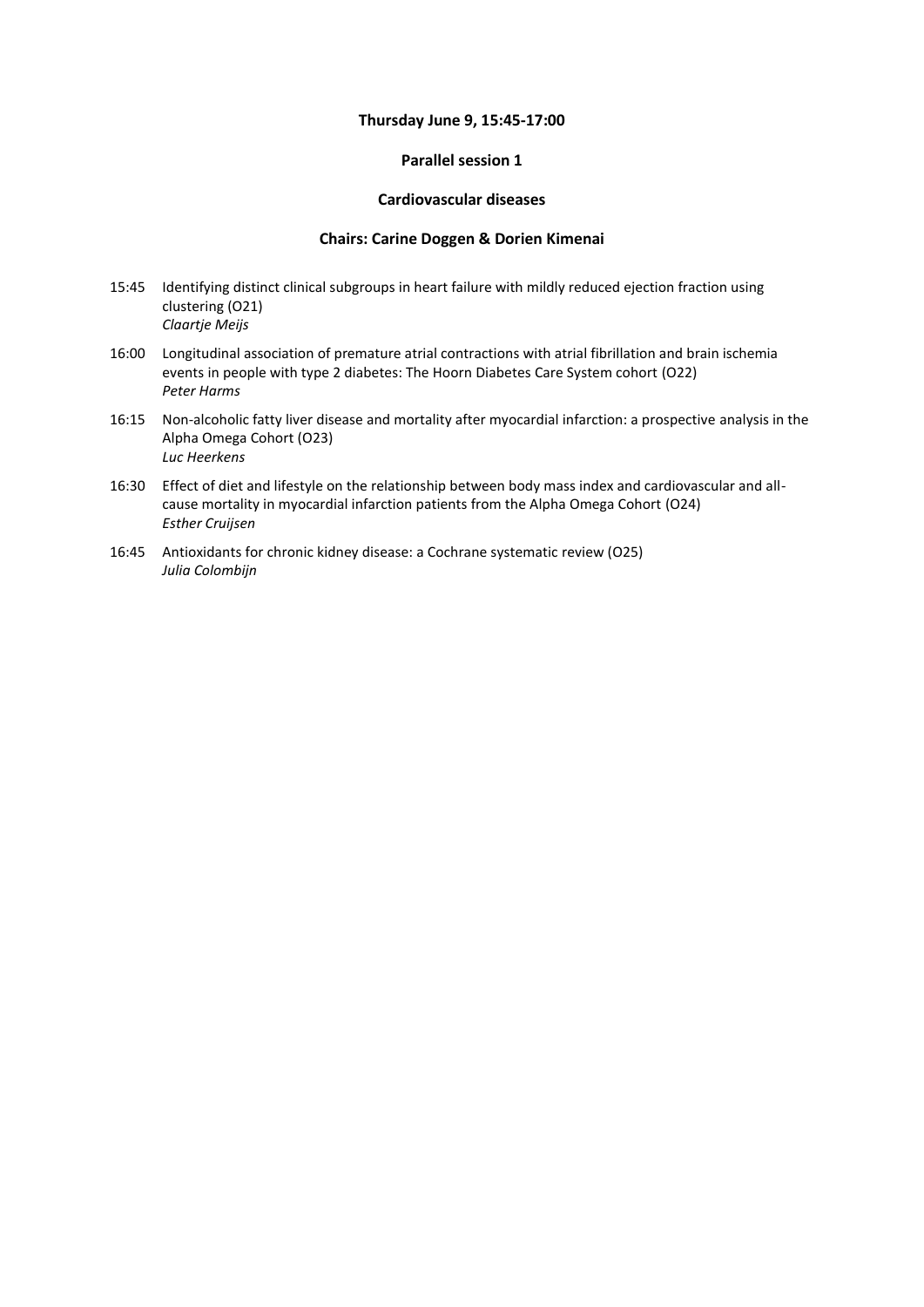**Thursday June 9, 15:45-17:00**

**Parallel session 1**

**Cardiovascular diseases**

**Chairs: Carine Doggen & Dorien Kimenai**

15:45 Identifying distinct clinical subgroups in heart failure with mildly reduced ejection fraction using clustering (O21)
*Claartje Meijs*

16:00 Longitudinal association of premature atrial contractions with atrial fibrillation and brain ischemia events in people with type 2 diabetes: The Hoorn Diabetes Care System cohort (O22)
*Peter Harms*

16:15 Non-alcoholic fatty liver disease and mortality after myocardial infarction: a prospective analysis in the Alpha Omega Cohort (O23)
*Luc Heerkens*

16:30 Effect of diet and lifestyle on the relationship between body mass index and cardiovascular and all-cause mortality in myocardial infarction patients from the Alpha Omega Cohort (O24)
*Esther Cruijsen*

16:45 Antioxidants for chronic kidney disease: a Cochrane systematic review (O25)
*Julia Colombijn*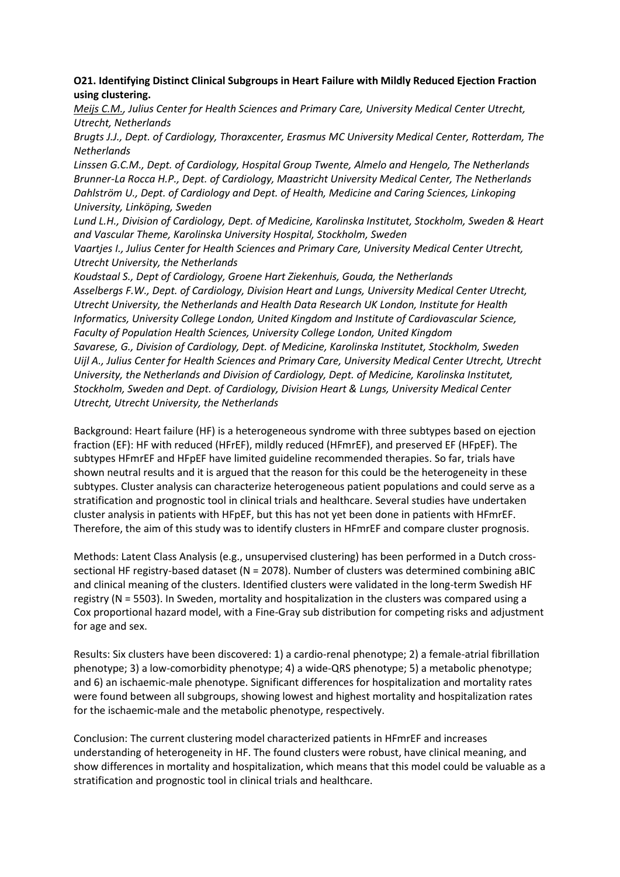**O21. Identifying Distinct Clinical Subgroups in Heart Failure with Mildly Reduced Ejection Fraction using clustering.**

*<u>Meijs C.M.</u>, Julius Center for Health Sciences and Primary Care, University Medical Center Utrecht, Utrecht, Netherlands*

*Brugts J.J., Dept. of Cardiology, Thoraxcenter, Erasmus MC University Medical Center, Rotterdam, The Netherlands*

*Linssen G.C.M., Dept. of Cardiology, Hospital Group Twente, Almelo and Hengelo, The Netherlands*

*Brunner-La Rocca H.P., Dept. of Cardiology, Maastricht University Medical Center, The Netherlands*

*Dahlström U., Dept. of Cardiology and Dept. of Health, Medicine and Caring Sciences, Linkoping University, Linköping, Sweden*

*Lund L.H., Division of Cardiology, Dept. of Medicine, Karolinska Institutet, Stockholm, Sweden & Heart and Vascular Theme, Karolinska University Hospital, Stockholm, Sweden*

*Vaartjes I., Julius Center for Health Sciences and Primary Care, University Medical Center Utrecht, Utrecht University, the Netherlands*

*Koudstaal S., Dept of Cardiology, Groene Hart Ziekenhuis, Gouda, the Netherlands*

*Asselbergs F.W., Dept. of Cardiology, Division Heart and Lungs, University Medical Center Utrecht, Utrecht University, the Netherlands and Health Data Research UK London, Institute for Health Informatics, University College London, United Kingdom and Institute of Cardiovascular Science, Faculty of Population Health Sciences, University College London, United Kingdom*

*Savarese, G., Division of Cardiology, Dept. of Medicine, Karolinska Institutet, Stockholm, Sweden*

*Uijl A., Julius Center for Health Sciences and Primary Care, University Medical Center Utrecht, Utrecht University, the Netherlands and Division of Cardiology, Dept. of Medicine, Karolinska Institutet, Stockholm, Sweden and Dept. of Cardiology, Division Heart & Lungs, University Medical Center Utrecht, Utrecht University, the Netherlands*

Background: Heart failure (HF) is a heterogeneous syndrome with three subtypes based on ejection fraction (EF): HF with reduced (HFrEF), mildly reduced (HFmrEF), and preserved EF (HFpEF). The subtypes HFmrEF and HFpEF have limited guideline recommended therapies. So far, trials have shown neutral results and it is argued that the reason for this could be the heterogeneity in these subtypes. Cluster analysis can characterize heterogeneous patient populations and could serve as a stratification and prognostic tool in clinical trials and healthcare. Several studies have undertaken cluster analysis in patients with HFpEF, but this has not yet been done in patients with HFmrEF. Therefore, the aim of this study was to identify clusters in HFmrEF and compare cluster prognosis.

Methods: Latent Class Analysis (e.g., unsupervised clustering) has been performed in a Dutch cross-sectional HF registry-based dataset (N = 2078). Number of clusters was determined combining aBIC and clinical meaning of the clusters. Identified clusters were validated in the long-term Swedish HF registry (N = 5503). In Sweden, mortality and hospitalization in the clusters was compared using a Cox proportional hazard model, with a Fine-Gray sub distribution for competing risks and adjustment for age and sex.

Results: Six clusters have been discovered: 1) a cardio-renal phenotype; 2) a female-atrial fibrillation phenotype; 3) a low-comorbidity phenotype; 4) a wide-QRS phenotype; 5) a metabolic phenotype; and 6) an ischaemic-male phenotype. Significant differences for hospitalization and mortality rates were found between all subgroups, showing lowest and highest mortality and hospitalization rates for the ischaemic-male and the metabolic phenotype, respectively.

Conclusion: The current clustering model characterized patients in HFmrEF and increases understanding of heterogeneity in HF. The found clusters were robust, have clinical meaning, and show differences in mortality and hospitalization, which means that this model could be valuable as a stratification and prognostic tool in clinical trials and healthcare.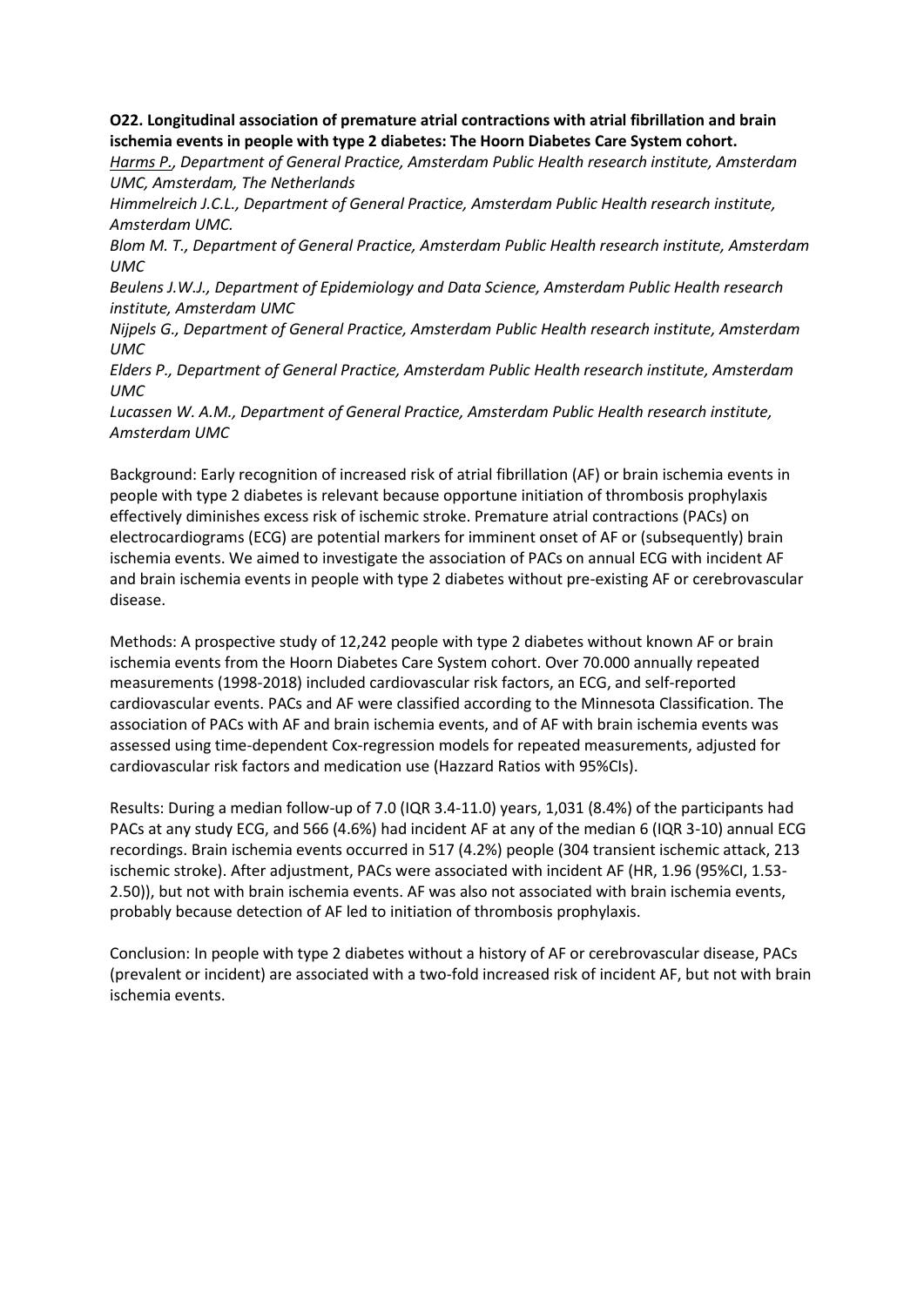**O22. Longitudinal association of premature atrial contractions with atrial fibrillation and brain ischemia events in people with type 2 diabetes: The Hoorn Diabetes Care System cohort.**

*Harms P., Department of General Practice, Amsterdam Public Health research institute, Amsterdam UMC, Amsterdam, The Netherlands*

*Himmelreich J.C.L., Department of General Practice, Amsterdam Public Health research institute, Amsterdam UMC.*

*Blom M. T., Department of General Practice, Amsterdam Public Health research institute, Amsterdam UMC*

*Beulens J.W.J., Department of Epidemiology and Data Science, Amsterdam Public Health research institute, Amsterdam UMC*

*Nijpels G., Department of General Practice, Amsterdam Public Health research institute, Amsterdam UMC*

*Elders P., Department of General Practice, Amsterdam Public Health research institute, Amsterdam UMC*

*Lucassen W. A.M., Department of General Practice, Amsterdam Public Health research institute, Amsterdam UMC*

Background: Early recognition of increased risk of atrial fibrillation (AF) or brain ischemia events in people with type 2 diabetes is relevant because opportune initiation of thrombosis prophylaxis effectively diminishes excess risk of ischemic stroke. Premature atrial contractions (PACs) on electrocardiograms (ECG) are potential markers for imminent onset of AF or (subsequently) brain ischemia events. We aimed to investigate the association of PACs on annual ECG with incident AF and brain ischemia events in people with type 2 diabetes without pre-existing AF or cerebrovascular disease.

Methods: A prospective study of 12,242 people with type 2 diabetes without known AF or brain ischemia events from the Hoorn Diabetes Care System cohort. Over 70.000 annually repeated measurements (1998-2018) included cardiovascular risk factors, an ECG, and self-reported cardiovascular events. PACs and AF were classified according to the Minnesota Classification. The association of PACs with AF and brain ischemia events, and of AF with brain ischemia events was assessed using time-dependent Cox-regression models for repeated measurements, adjusted for cardiovascular risk factors and medication use (Hazzard Ratios with 95%CIs).

Results: During a median follow-up of 7.0 (IQR 3.4-11.0) years, 1,031 (8.4%) of the participants had PACs at any study ECG, and 566 (4.6%) had incident AF at any of the median 6 (IQR 3-10) annual ECG recordings. Brain ischemia events occurred in 517 (4.2%) people (304 transient ischemic attack, 213 ischemic stroke). After adjustment, PACs were associated with incident AF (HR, 1.96 (95%CI, 1.53-2.50)), but not with brain ischemia events. AF was also not associated with brain ischemia events, probably because detection of AF led to initiation of thrombosis prophylaxis.

Conclusion: In people with type 2 diabetes without a history of AF or cerebrovascular disease, PACs (prevalent or incident) are associated with a two-fold increased risk of incident AF, but not with brain ischemia events.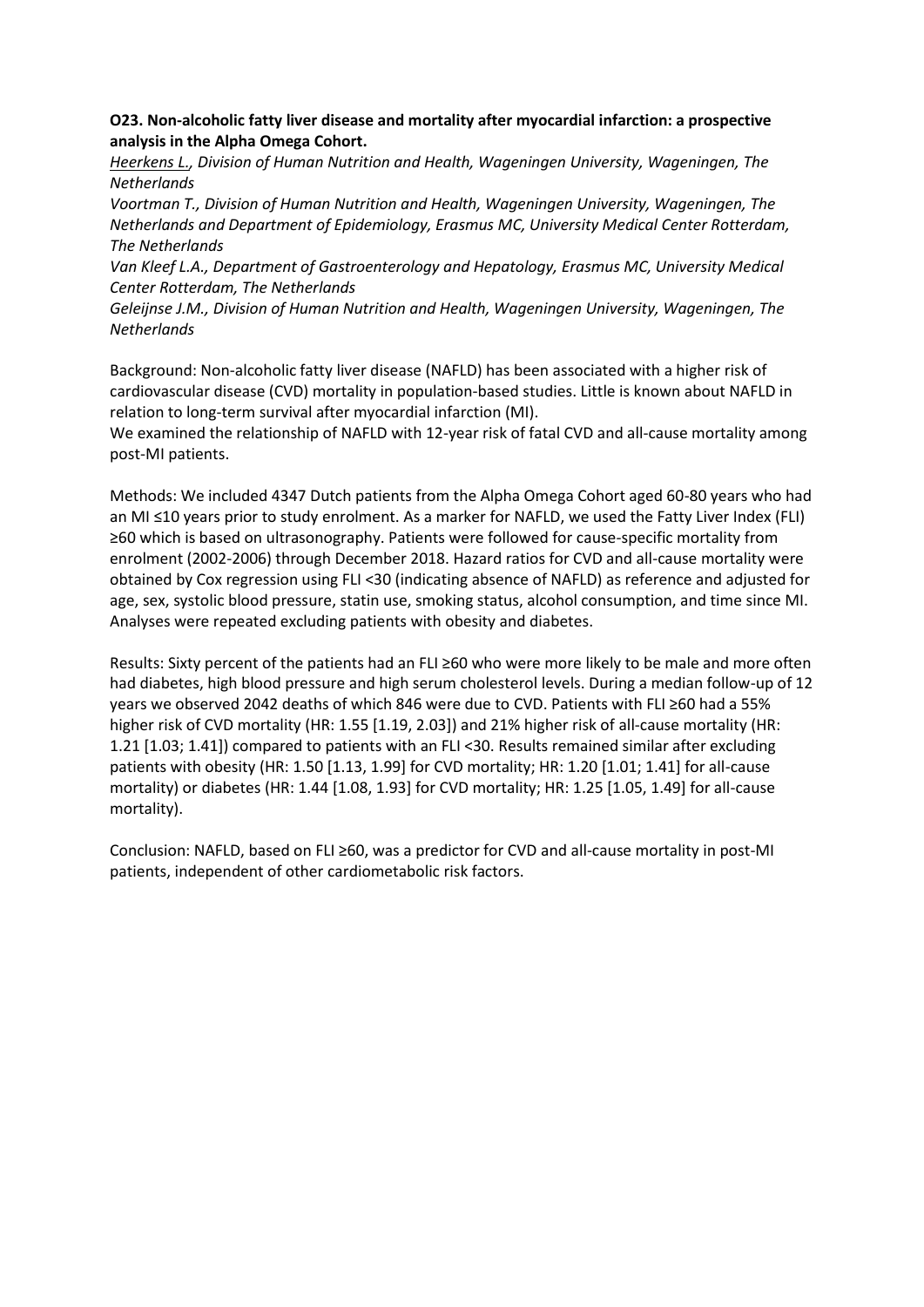**O23. Non-alcoholic fatty liver disease and mortality after myocardial infarction: a prospective analysis in the Alpha Omega Cohort.**

*Heerkens L., Division of Human Nutrition and Health, Wageningen University, Wageningen, The Netherlands*

*Voortman T., Division of Human Nutrition and Health, Wageningen University, Wageningen, The Netherlands and Department of Epidemiology, Erasmus MC, University Medical Center Rotterdam, The Netherlands*

*Van Kleef L.A., Department of Gastroenterology and Hepatology, Erasmus MC, University Medical Center Rotterdam, The Netherlands*

*Geleijnse J.M., Division of Human Nutrition and Health, Wageningen University, Wageningen, The Netherlands*

Background: Non-alcoholic fatty liver disease (NAFLD) has been associated with a higher risk of cardiovascular disease (CVD) mortality in population-based studies. Little is known about NAFLD in relation to long-term survival after myocardial infarction (MI).
We examined the relationship of NAFLD with 12-year risk of fatal CVD and all-cause mortality among post-MI patients.

Methods: We included 4347 Dutch patients from the Alpha Omega Cohort aged 60-80 years who had an MI ≤10 years prior to study enrolment. As a marker for NAFLD, we used the Fatty Liver Index (FLI) ≥60 which is based on ultrasonography. Patients were followed for cause-specific mortality from enrolment (2002-2006) through December 2018. Hazard ratios for CVD and all-cause mortality were obtained by Cox regression using FLI <30 (indicating absence of NAFLD) as reference and adjusted for age, sex, systolic blood pressure, statin use, smoking status, alcohol consumption, and time since MI. Analyses were repeated excluding patients with obesity and diabetes.

Results: Sixty percent of the patients had an FLI ≥60 who were more likely to be male and more often had diabetes, high blood pressure and high serum cholesterol levels. During a median follow-up of 12 years we observed 2042 deaths of which 846 were due to CVD. Patients with FLI ≥60 had a 55% higher risk of CVD mortality (HR: 1.55 [1.19, 2.03]) and 21% higher risk of all-cause mortality (HR: 1.21 [1.03; 1.41]) compared to patients with an FLI <30. Results remained similar after excluding patients with obesity (HR: 1.50 [1.13, 1.99] for CVD mortality; HR: 1.20 [1.01; 1.41] for all-cause mortality) or diabetes (HR: 1.44 [1.08, 1.93] for CVD mortality; HR: 1.25 [1.05, 1.49] for all-cause mortality).

Conclusion: NAFLD, based on FLI ≥60, was a predictor for CVD and all-cause mortality in post-MI patients, independent of other cardiometabolic risk factors.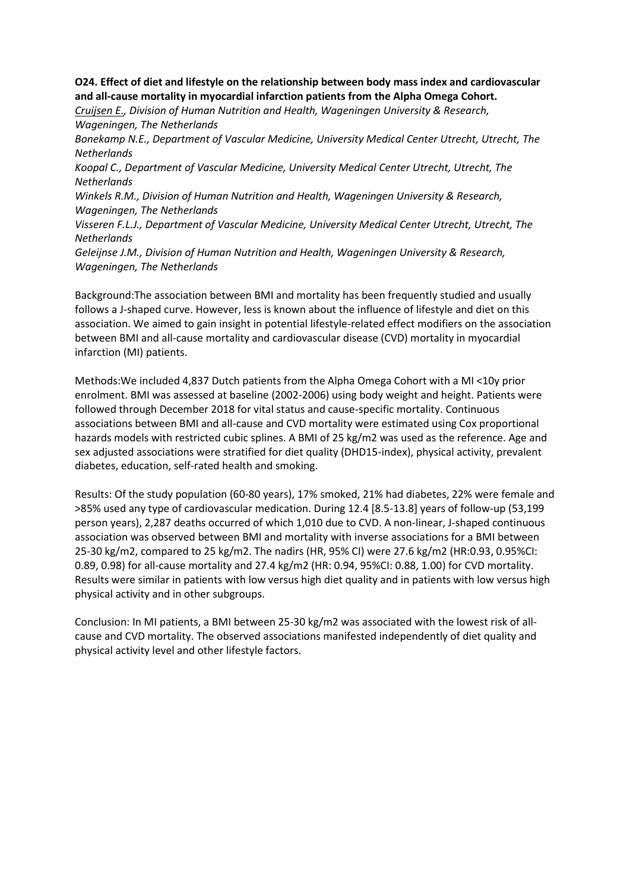**O24. Effect of diet and lifestyle on the relationship between body mass index and cardiovascular and all-cause mortality in myocardial infarction patients from the Alpha Omega Cohort.**

*Cruijsen E., Division of Human Nutrition and Health, Wageningen University & Research, Wageningen, The Netherlands*

*Bonekamp N.E., Department of Vascular Medicine, University Medical Center Utrecht, Utrecht, The Netherlands*

*Koopal C., Department of Vascular Medicine, University Medical Center Utrecht, Utrecht, The Netherlands*

*Winkels R.M., Division of Human Nutrition and Health, Wageningen University & Research, Wageningen, The Netherlands*

*Visseren F.L.J., Department of Vascular Medicine, University Medical Center Utrecht, Utrecht, The Netherlands*

*Geleijnse J.M., Division of Human Nutrition and Health, Wageningen University & Research, Wageningen, The Netherlands*

Background:The association between BMI and mortality has been frequently studied and usually follows a J-shaped curve. However, less is known about the influence of lifestyle and diet on this association. We aimed to gain insight in potential lifestyle-related effect modifiers on the association between BMI and all-cause mortality and cardiovascular disease (CVD) mortality in myocardial infarction (MI) patients.

Methods:We included 4,837 Dutch patients from the Alpha Omega Cohort with a MI <10y prior enrolment. BMI was assessed at baseline (2002-2006) using body weight and height. Patients were followed through December 2018 for vital status and cause-specific mortality. Continuous associations between BMI and all-cause and CVD mortality were estimated using Cox proportional hazards models with restricted cubic splines. A BMI of 25 kg/m2 was used as the reference. Age and sex adjusted associations were stratified for diet quality (DHD15-index), physical activity, prevalent diabetes, education, self-rated health and smoking.

Results: Of the study population (60-80 years), 17% smoked, 21% had diabetes, 22% were female and >85% used any type of cardiovascular medication. During 12.4 [8.5-13.8] years of follow-up (53,199 person years), 2,287 deaths occurred of which 1,010 due to CVD. A non-linear, J-shaped continuous association was observed between BMI and mortality with inverse associations for a BMI between 25-30 kg/m2, compared to 25 kg/m2. The nadirs (HR, 95% CI) were 27.6 kg/m2 (HR:0.93, 0.95%CI: 0.89, 0.98) for all-cause mortality and 27.4 kg/m2 (HR: 0.94, 95%CI: 0.88, 1.00) for CVD mortality. Results were similar in patients with low versus high diet quality and in patients with low versus high physical activity and in other subgroups.

Conclusion: In MI patients, a BMI between 25-30 kg/m2 was associated with the lowest risk of all-cause and CVD mortality. The observed associations manifested independently of diet quality and physical activity level and other lifestyle factors.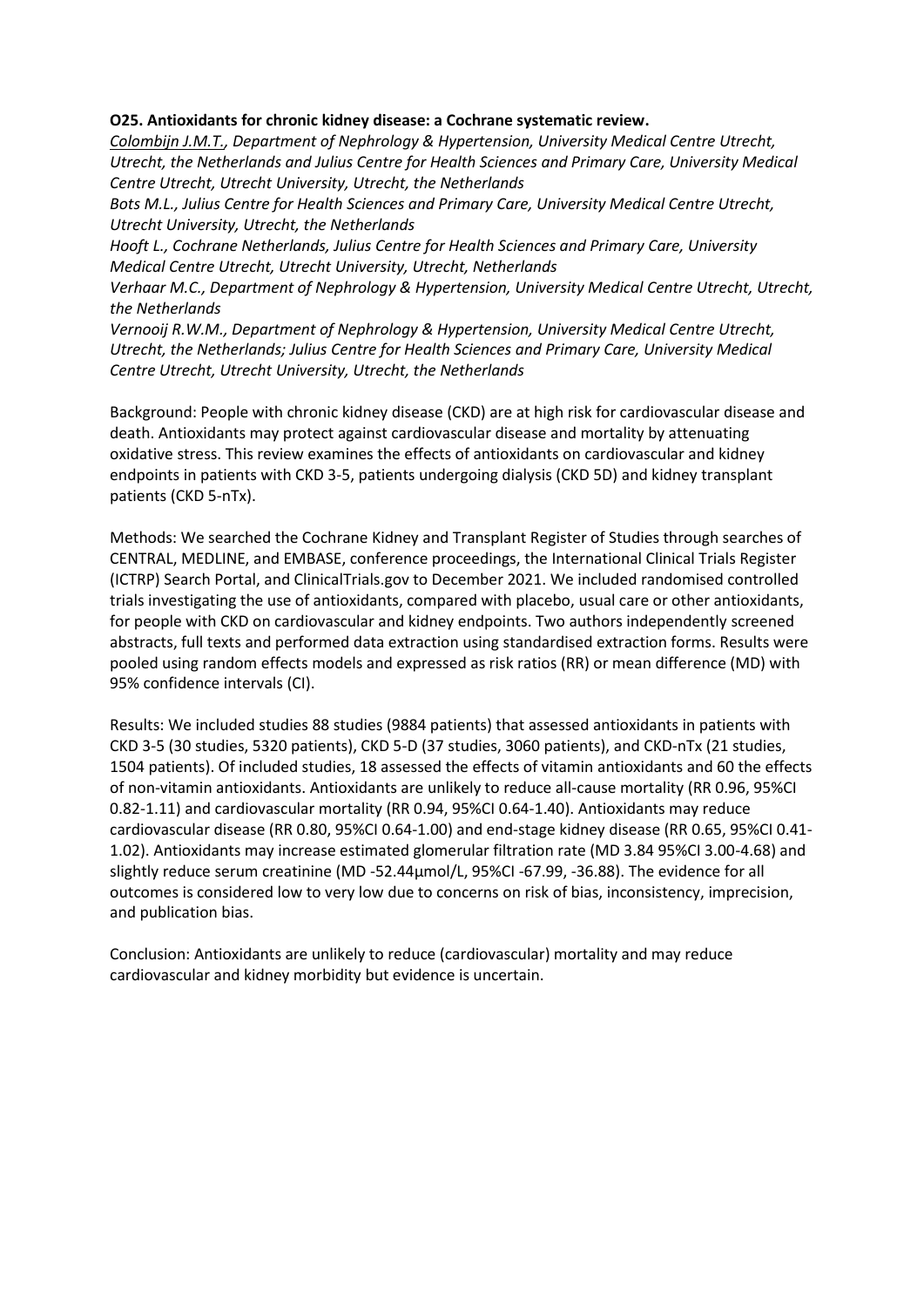**O25. Antioxidants for chronic kidney disease: a Cochrane systematic review.**

*Colombijn J.M.T., Department of Nephrology & Hypertension, University Medical Centre Utrecht, Utrecht, the Netherlands and Julius Centre for Health Sciences and Primary Care, University Medical Centre Utrecht, Utrecht University, Utrecht, the Netherlands*

*Bots M.L., Julius Centre for Health Sciences and Primary Care, University Medical Centre Utrecht, Utrecht University, Utrecht, the Netherlands*

*Hooft L., Cochrane Netherlands, Julius Centre for Health Sciences and Primary Care, University Medical Centre Utrecht, Utrecht University, Utrecht, Netherlands*

*Verhaar M.C., Department of Nephrology & Hypertension, University Medical Centre Utrecht, Utrecht, the Netherlands*

*Vernooij R.W.M., Department of Nephrology & Hypertension, University Medical Centre Utrecht, Utrecht, the Netherlands; Julius Centre for Health Sciences and Primary Care, University Medical Centre Utrecht, Utrecht University, Utrecht, the Netherlands*

Background: People with chronic kidney disease (CKD) are at high risk for cardiovascular disease and death. Antioxidants may protect against cardiovascular disease and mortality by attenuating oxidative stress. This review examines the effects of antioxidants on cardiovascular and kidney endpoints in patients with CKD 3-5, patients undergoing dialysis (CKD 5D) and kidney transplant patients (CKD 5-nTx).

Methods: We searched the Cochrane Kidney and Transplant Register of Studies through searches of CENTRAL, MEDLINE, and EMBASE, conference proceedings, the International Clinical Trials Register (ICTRP) Search Portal, and ClinicalTrials.gov to December 2021. We included randomised controlled trials investigating the use of antioxidants, compared with placebo, usual care or other antioxidants, for people with CKD on cardiovascular and kidney endpoints. Two authors independently screened abstracts, full texts and performed data extraction using standardised extraction forms. Results were pooled using random effects models and expressed as risk ratios (RR) or mean difference (MD) with 95% confidence intervals (CI).

Results: We included studies 88 studies (9884 patients) that assessed antioxidants in patients with CKD 3-5 (30 studies, 5320 patients), CKD 5-D (37 studies, 3060 patients), and CKD-nTx (21 studies, 1504 patients). Of included studies, 18 assessed the effects of vitamin antioxidants and 60 the effects of non-vitamin antioxidants. Antioxidants are unlikely to reduce all-cause mortality (RR 0.96, 95%CI 0.82-1.11) and cardiovascular mortality (RR 0.94, 95%CI 0.64-1.40). Antioxidants may reduce cardiovascular disease (RR 0.80, 95%CI 0.64-1.00) and end-stage kidney disease (RR 0.65, 95%CI 0.41-1.02). Antioxidants may increase estimated glomerular filtration rate (MD 3.84 95%CI 3.00-4.68) and slightly reduce serum creatinine (MD -52.44µmol/L, 95%CI -67.99, -36.88). The evidence for all outcomes is considered low to very low due to concerns on risk of bias, inconsistency, imprecision, and publication bias.

Conclusion: Antioxidants are unlikely to reduce (cardiovascular) mortality and may reduce cardiovascular and kidney morbidity but evidence is uncertain.